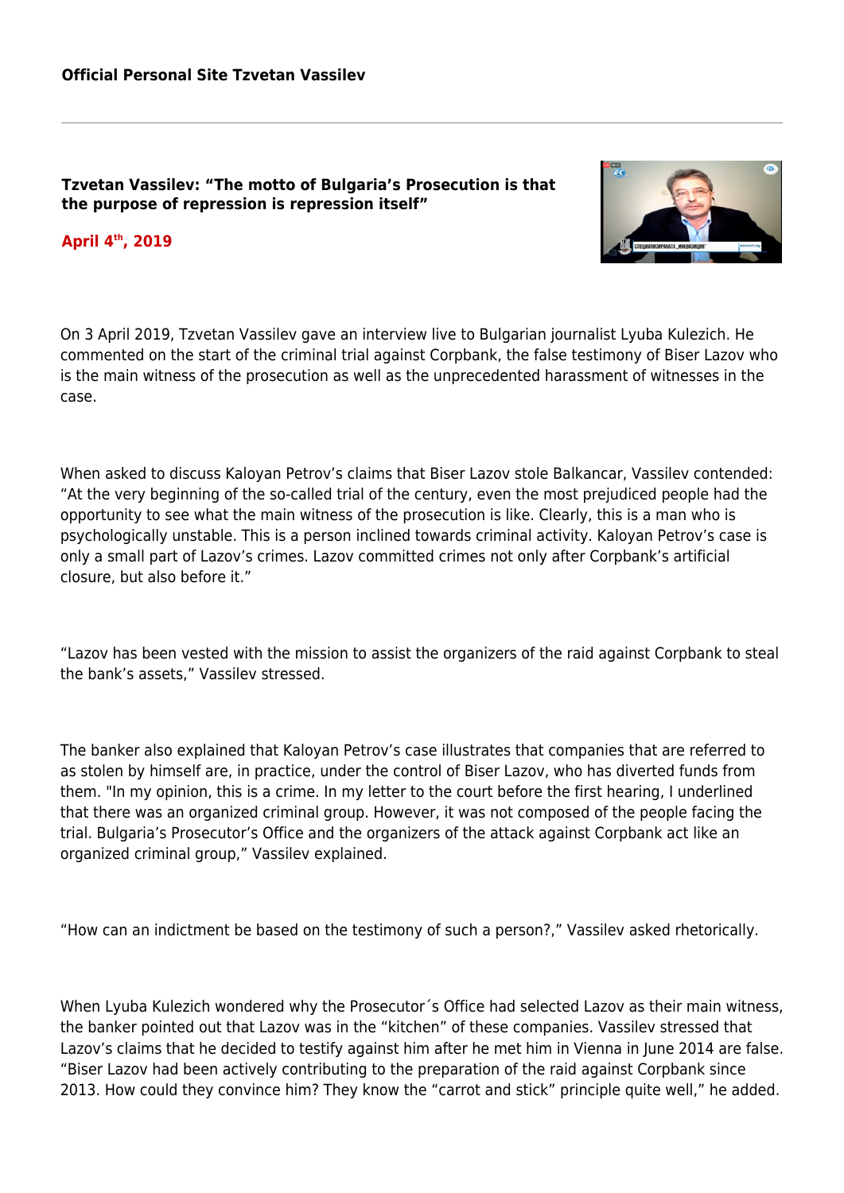**Official Personal Site Tzvetan Vassilev**

---

## Tzvetan Vassilev: "The motto of Bulgaria's Prosecution is that the purpose of repression is repression itself"

**April 4th, 2019**

On 3 April 2019, Tzvetan Vassilev gave an interview live to Bulgarian journalist Lyuba Kulezich. He commented on the start of the criminal trial against Corpbank, the false testimony of Biser Lazov who is the main witness of the prosecution as well as the unprecedented harassment of witnesses in the case.

When asked to discuss Kaloyan Petrov's claims that Biser Lazov stole Balkancar, Vassilev contended: "At the very beginning of the so-called trial of the century, even the most prejudiced people had the opportunity to see what the main witness of the prosecution is like. Clearly, this is a man who is psychologically unstable. This is a person inclined towards criminal activity. Kaloyan Petrov's case is only a small part of Lazov's crimes. Lazov committed crimes not only after Corpbank's artificial closure, but also before it."

"Lazov has been vested with the mission to assist the organizers of the raid against Corpbank to steal the bank's assets," Vassilev stressed.

The banker also explained that Kaloyan Petrov's case illustrates that companies that are referred to as stolen by himself are, in practice, under the control of Biser Lazov, who has diverted funds from them. "In my opinion, this is a crime. In my letter to the court before the first hearing, I underlined that there was an organized criminal group. However, it was not composed of the people facing the trial. Bulgaria's Prosecutor's Office and the organizers of the attack against Corpbank act like an organized criminal group," Vassilev explained.

"How can an indictment be based on the testimony of such a person?," Vassilev asked rhetorically.

When Lyuba Kulezich wondered why the Prosecutor´s Office had selected Lazov as their main witness, the banker pointed out that Lazov was in the "kitchen" of these companies. Vassilev stressed that Lazov's claims that he decided to testify against him after he met him in Vienna in June 2014 are false. "Biser Lazov had been actively contributing to the preparation of the raid against Corpbank since 2013. How could they convince him? They know the "carrot and stick" principle quite well," he added.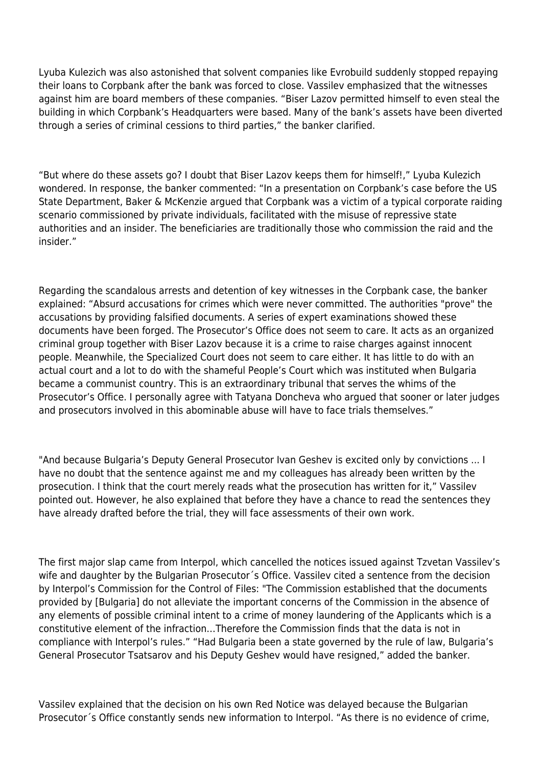Lyuba Kulezich was also astonished that solvent companies like Evrobuild suddenly stopped repaying their loans to Corpbank after the bank was forced to close. Vassilev emphasized that the witnesses against him are board members of these companies. "Biser Lazov permitted himself to even steal the building in which Corpbank's Headquarters were based. Many of the bank's assets have been diverted through a series of criminal cessions to third parties," the banker clarified.

"But where do these assets go? I doubt that Biser Lazov keeps them for himself!," Lyuba Kulezich wondered. In response, the banker commented: "In a presentation on Corpbank's case before the US State Department, Baker & McKenzie argued that Corpbank was a victim of a typical corporate raiding scenario commissioned by private individuals, facilitated with the misuse of repressive state authorities and an insider. The beneficiaries are traditionally those who commission the raid and the insider."

Regarding the scandalous arrests and detention of key witnesses in the Corpbank case, the banker explained: "Absurd accusations for crimes which were never committed. The authorities "prove" the accusations by providing falsified documents. A series of expert examinations showed these documents have been forged. The Prosecutor's Office does not seem to care. It acts as an organized criminal group together with Biser Lazov because it is a crime to raise charges against innocent people. Meanwhile, the Specialized Court does not seem to care either. It has little to do with an actual court and a lot to do with the shameful People's Court which was instituted when Bulgaria became a communist country. This is an extraordinary tribunal that serves the whims of the Prosecutor's Office. I personally agree with Tatyana Doncheva who argued that sooner or later judges and prosecutors involved in this abominable abuse will have to face trials themselves."

"And because Bulgaria's Deputy General Prosecutor Ivan Geshev is excited only by convictions ... I have no doubt that the sentence against me and my colleagues has already been written by the prosecution. I think that the court merely reads what the prosecution has written for it," Vassilev pointed out. However, he also explained that before they have a chance to read the sentences they have already drafted before the trial, they will face assessments of their own work.

The first major slap came from Interpol, which cancelled the notices issued against Tzvetan Vassilev's wife and daughter by the Bulgarian Prosecutor´s Office. Vassilev cited a sentence from the decision by Interpol's Commission for the Control of Files: "The Commission established that the documents provided by [Bulgaria] do not alleviate the important concerns of the Commission in the absence of any elements of possible criminal intent to a crime of money laundering of the Applicants which is a constitutive element of the infraction...Therefore the Commission finds that the data is not in compliance with Interpol's rules." "Had Bulgaria been a state governed by the rule of law, Bulgaria's General Prosecutor Tsatsarov and his Deputy Geshev would have resigned," added the banker.

Vassilev explained that the decision on his own Red Notice was delayed because the Bulgarian Prosecutor´s Office constantly sends new information to Interpol. "As there is no evidence of crime,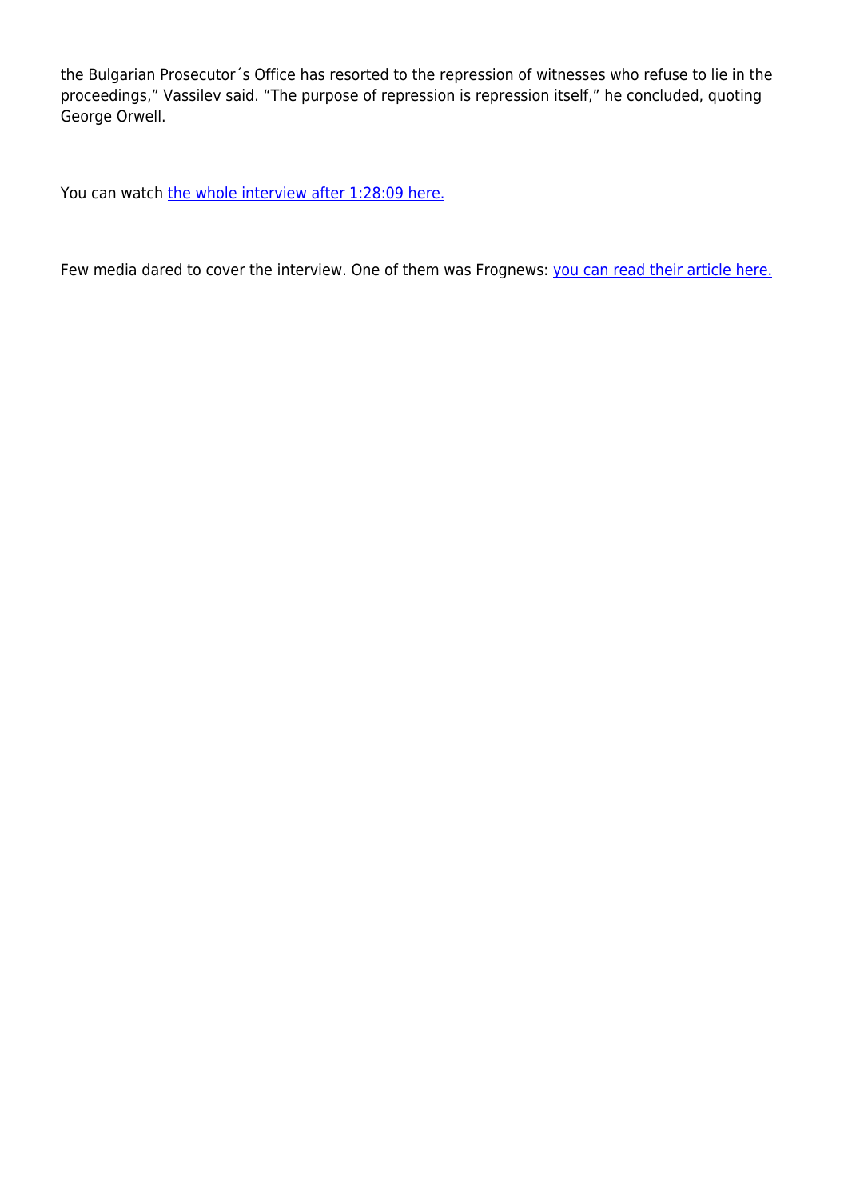the Bulgarian Prosecutor´s Office has resorted to the repression of witnesses who refuse to lie in the proceedings," Vassilev said. "The purpose of repression is repression itself," he concluded, quoting George Orwell.

You can watch the whole interview after 1:28:09 here.

Few media dared to cover the interview. One of them was Frognews: you can read their article here.